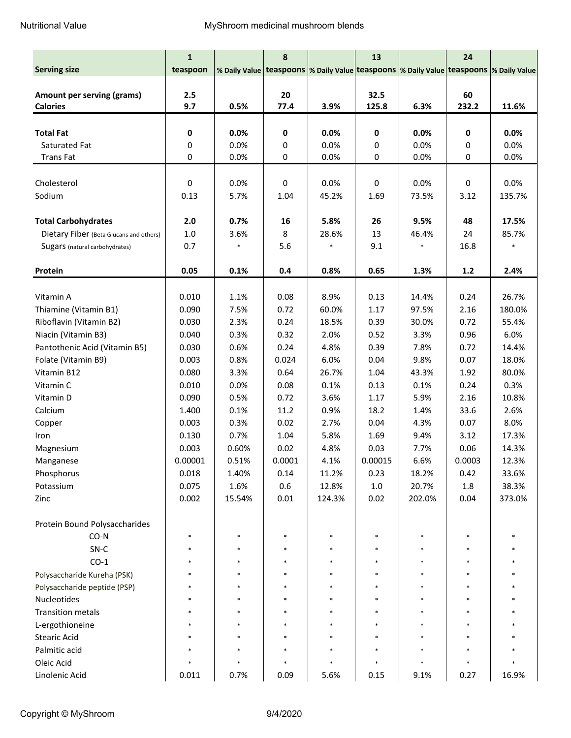Nutritional Value MyShroom medicinal mushroom blends

| Serving size | 1 teaspoon | % Daily Value | 8 teaspoons | % Daily Value | 13 teaspoons | % Daily Value | 24 teaspoons | % Daily Value |
|---|---|---|---|---|---|---|---|---|
| **Amount per serving (grams)** | **2.5** | | **20** | | **32.5** | | **60** | |
| **Calories** | **9.7** | **0.5%** | **77.4** | **3.9%** | **125.8** | **6.3%** | **232.2** | **11.6%** |
| **Total Fat** | **0** | **0.0%** | **0** | **0.0%** | **0** | **0.0%** | **0** | **0.0%** |
| Saturated Fat | 0 | 0.0% | 0 | 0.0% | 0 | 0.0% | 0 | 0.0% |
| Trans Fat | 0 | 0.0% | 0 | 0.0% | 0 | 0.0% | 0 | 0.0% |
| Cholesterol | 0 | 0.0% | 0 | 0.0% | 0 | 0.0% | 0 | 0.0% |
| Sodium | 0.13 | 5.7% | 1.04 | 45.2% | 1.69 | 73.5% | 3.12 | 135.7% |
| **Total Carbohydrates** | **2.0** | **0.7%** | **16** | **5.8%** | **26** | **9.5%** | **48** | **17.5%** |
| Dietary Fiber (Beta Glucans and others) | 1.0 | 3.6% | 8 | 28.6% | 13 | 46.4% | 24 | 85.7% |
| Sugars (natural carbohydrates) | 0.7 | * | 5.6 | * | 9.1 | * | 16.8 | * |
| **Protein** | **0.05** | **0.1%** | **0.4** | **0.8%** | **0.65** | **1.3%** | **1.2** | **2.4%** |
| Vitamin A | 0.010 | 1.1% | 0.08 | 8.9% | 0.13 | 14.4% | 0.24 | 26.7% |
| Thiamine (Vitamin B1) | 0.090 | 7.5% | 0.72 | 60.0% | 1.17 | 97.5% | 2.16 | 180.0% |
| Riboflavin (Vitamin B2) | 0.030 | 2.3% | 0.24 | 18.5% | 0.39 | 30.0% | 0.72 | 55.4% |
| Niacin (Vitamin B3) | 0.040 | 0.3% | 0.32 | 2.0% | 0.52 | 3.3% | 0.96 | 6.0% |
| Pantothenic Acid (Vitamin B5) | 0.030 | 0.6% | 0.24 | 4.8% | 0.39 | 7.8% | 0.72 | 14.4% |
| Folate (Vitamin B9) | 0.003 | 0.8% | 0.024 | 6.0% | 0.04 | 9.8% | 0.07 | 18.0% |
| Vitamin B12 | 0.080 | 3.3% | 0.64 | 26.7% | 1.04 | 43.3% | 1.92 | 80.0% |
| Vitamin C | 0.010 | 0.0% | 0.08 | 0.1% | 0.13 | 0.1% | 0.24 | 0.3% |
| Vitamin D | 0.090 | 0.5% | 0.72 | 3.6% | 1.17 | 5.9% | 2.16 | 10.8% |
| Calcium | 1.400 | 0.1% | 11.2 | 0.9% | 18.2 | 1.4% | 33.6 | 2.6% |
| Copper | 0.003 | 0.3% | 0.02 | 2.7% | 0.04 | 4.3% | 0.07 | 8.0% |
| Iron | 0.130 | 0.7% | 1.04 | 5.8% | 1.69 | 9.4% | 3.12 | 17.3% |
| Magnesium | 0.003 | 0.60% | 0.02 | 4.8% | 0.03 | 7.7% | 0.06 | 14.3% |
| Manganese | 0.00001 | 0.51% | 0.0001 | 4.1% | 0.00015 | 6.6% | 0.0003 | 12.3% |
| Phosphorus | 0.018 | 1.40% | 0.14 | 11.2% | 0.23 | 18.2% | 0.42 | 33.6% |
| Potassium | 0.075 | 1.6% | 0.6 | 12.8% | 1.0 | 20.7% | 1.8 | 38.3% |
| Zinc | 0.002 | 15.54% | 0.01 | 124.3% | 0.02 | 202.0% | 0.04 | 373.0% |
| Protein Bound Polysaccharides | | | | | | | | |
| CO-N | * | * | * | * | * | * | * | * |
| SN-C | * | * | * | * | * | * | * | * |
| CO-1 | * | * | * | * | * | * | * | * |
| Polysaccharide Kureha (PSK) | * | * | * | * | * | * | * | * |
| Polysaccharide peptide (PSP) | * | * | * | * | * | * | * | * |
| Nucleotides | * | * | * | * | * | * | * | * |
| Transition metals | * | * | * | * | * | * | * | * |
| L-ergothioneine | * | * | * | * | * | * | * | * |
| Stearic Acid | * | * | * | * | * | * | * | * |
| Palmitic acid | * | * | * | * | * | * | * | * |
| Oleic Acid | * | * | * | * | * | * | * | * |
| Linolenic Acid | 0.011 | 0.7% | 0.09 | 5.6% | 0.15 | 9.1% | 0.27 | 16.9% |

Copyright © MyShroom 9/4/2020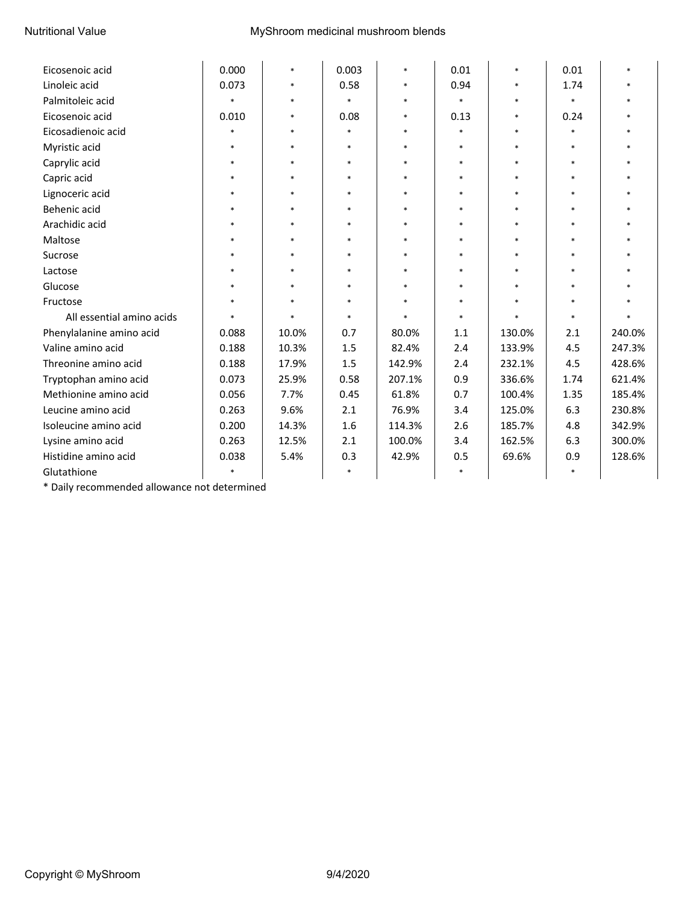| | | | | | | | | |
|---|---|---|---|---|---|---|---|---|
| Eicosenoic acid | 0.000 | * | 0.003 | * | 0.01 | * | 0.01 | * |
| Linoleic acid | 0.073 | * | 0.58 | * | 0.94 | * | 1.74 | * |
| Palmitoleic acid | * | * | * | * | * | * | * | * |
| Eicosenoic acid | 0.010 | * | 0.08 | * | 0.13 | * | 0.24 | * |
| Eicosadienoic acid | * | * | * | * | * | * | * | * |
| Myristic acid | * | * | * | * | * | * | * | * |
| Caprylic acid | * | * | * | * | * | * | * | * |
| Capric acid | * | * | * | * | * | * | * | * |
| Lignoceric acid | * | * | * | * | * | * | * | * |
| Behenic acid | * | * | * | * | * | * | * | * |
| Arachidic acid | * | * | * | * | * | * | * | * |
| Maltose | * | * | * | * | * | * | * | * |
| Sucrose | * | * | * | * | * | * | * | * |
| Lactose | * | * | * | * | * | * | * | * |
| Glucose | * | * | * | * | * | * | * | * |
| Fructose | * | * | * | * | * | * | * | * |
| All essential amino acids | * | * | * | * | * | * | * | * |
| Phenylalanine amino acid | 0.088 | 10.0% | 0.7 | 80.0% | 1.1 | 130.0% | 2.1 | 240.0% |
| Valine amino acid | 0.188 | 10.3% | 1.5 | 82.4% | 2.4 | 133.9% | 4.5 | 247.3% |
| Threonine amino acid | 0.188 | 17.9% | 1.5 | 142.9% | 2.4 | 232.1% | 4.5 | 428.6% |
| Tryptophan amino acid | 0.073 | 25.9% | 0.58 | 207.1% | 0.9 | 336.6% | 1.74 | 621.4% |
| Methionine amino acid | 0.056 | 7.7% | 0.45 | 61.8% | 0.7 | 100.4% | 1.35 | 185.4% |
| Leucine amino acid | 0.263 | 9.6% | 2.1 | 76.9% | 3.4 | 125.0% | 6.3 | 230.8% |
| Isoleucine amino acid | 0.200 | 14.3% | 1.6 | 114.3% | 2.6 | 185.7% | 4.8 | 342.9% |
| Lysine amino acid | 0.263 | 12.5% | 2.1 | 100.0% | 3.4 | 162.5% | 6.3 | 300.0% |
| Histidine amino acid | 0.038 | 5.4% | 0.3 | 42.9% | 0.5 | 69.6% | 0.9 | 128.6% |
| Glutathione | * | | * | | * | | * | |

* Daily recommended allowance not determined